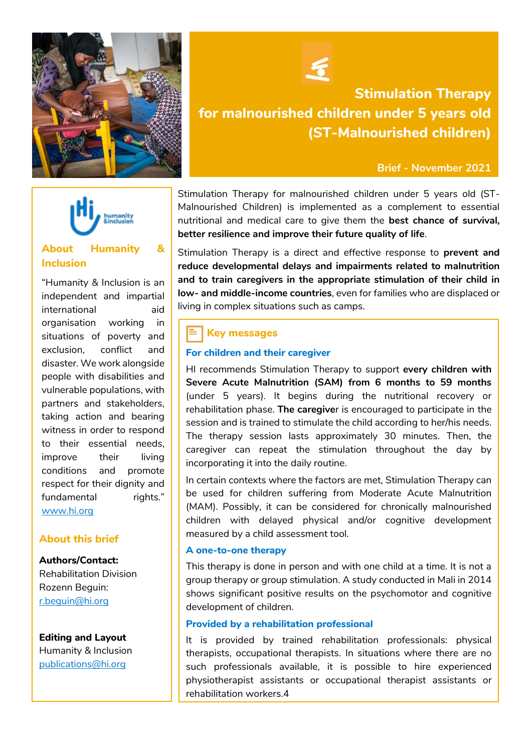# Stimulation Therapy for malnourished children under 5 years old (ST-Malnourished children)

Brief - November 2021

Stimulation Therapy for malnourished children under 5 years old (ST-Malnourished Children) is implemented as a complement to essential nutritional and medical care to give them the **best chance of survival, better resilience and improve their future quality of life**.

Stimulation Therapy is a direct and effective response to **prevent and reduce developmental delays and impairments related to malnutrition and to train caregivers in the appropriate stimulation of their child in low- and middle-income countries**, even for families who are displaced or living in complex situations such as camps.

## Key messages

### For children and their caregiver

HI recommends Stimulation Therapy to support **every children with Severe Acute Malnutrition (SAM) from 6 months to 59 months** (under 5 years). It begins during the nutritional recovery or rehabilitation phase. **The caregive**r is encouraged to participate in the session and is trained to stimulate the child according to her/his needs. The therapy session lasts approximately 30 minutes. Then, the caregiver can repeat the stimulation throughout the day by incorporating it into the daily routine.

In certain contexts where the factors are met, Stimulation Therapy can be used for children suffering from Moderate Acute Malnutrition (MAM). Possibly, it can be considered for chronically malnourished children with delayed physical and/or cognitive development measured by a child assessment tool.

### A one-to-one therapy

This therapy is done in person and with one child at a time. It is not a group therapy or group stimulation. A study conducted in Mali in 2014 shows significant positive results on the psychomotor and cognitive development of children.

### Provided by a rehabilitation professional

It is provided by trained rehabilitation professionals: physical therapists, occupational therapists. In situations where there are no such professionals available, it is possible to hire experienced physiotherapist assistants or occupational therapist assistants or rehabilitation workers.4

## About Humanity & Inclusion

"Humanity & Inclusion is an independent and impartial international aid organisation working in situations of poverty and exclusion, conflict and disaster. We work alongside people with disabilities and vulnerable populations, with partners and stakeholders, taking action and bearing witness in order to respond to their essential needs, improve their living conditions and promote respect for their dignity and fundamental rights."
www.hi.org

## About this brief

**Authors/Contact:**
Rehabilitation Division
Rozenn Beguin:
r.beguin@hi.org

**Editing and Layout**
Humanity & Inclusion
publications@hi.org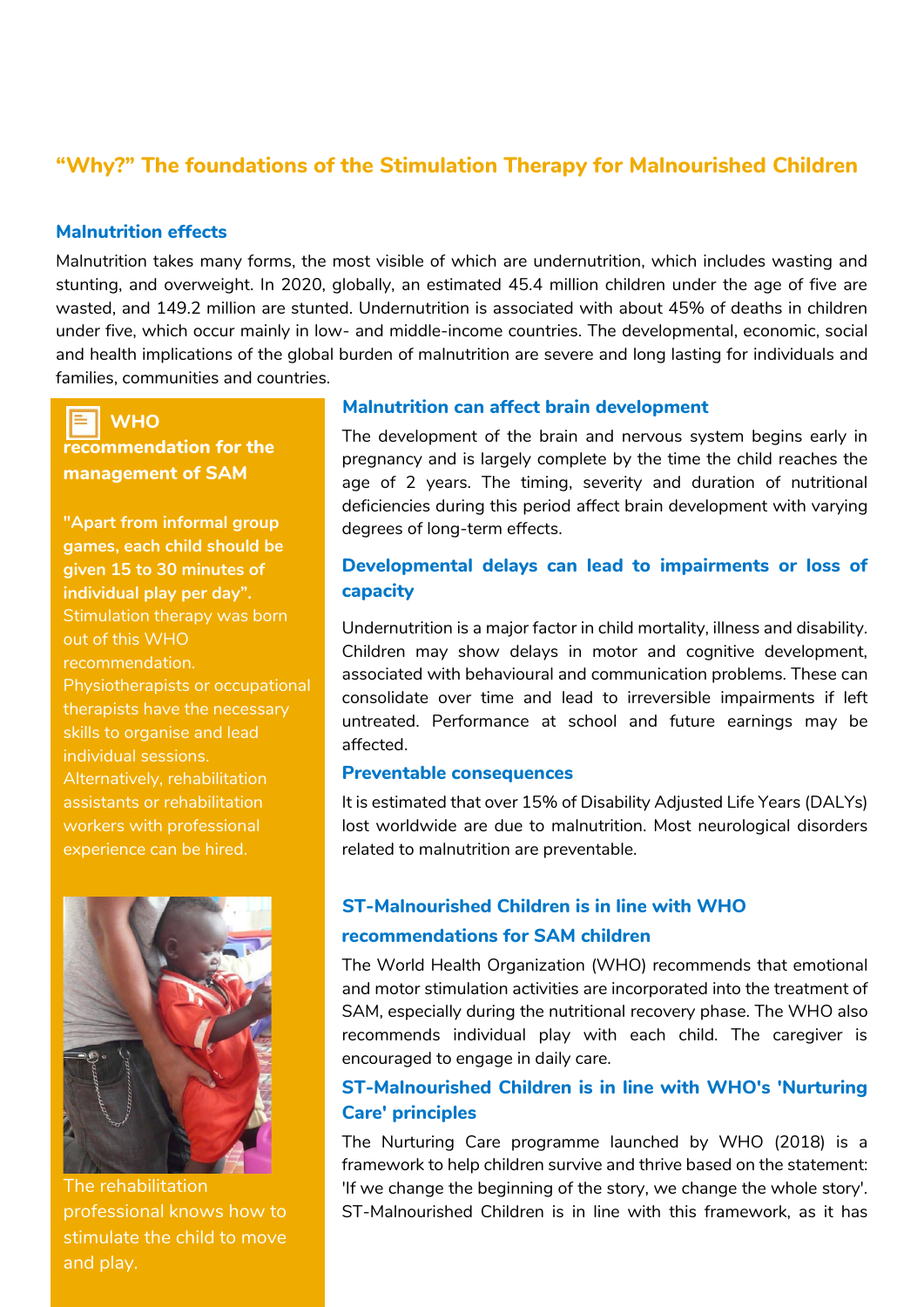## "Why?" The foundations of the Stimulation Therapy for Malnourished Children

### Malnutrition effects

Malnutrition takes many forms, the most visible of which are undernutrition, which includes wasting and stunting, and overweight. In 2020, globally, an estimated 45.4 million children under the age of five are wasted, and 149.2 million are stunted. Undernutrition is associated with about 45% of deaths in children under five, which occur mainly in low- and middle-income countries. The developmental, economic, social and health implications of the global burden of malnutrition are severe and long lasting for individuals and families, communities and countries.

**WHO recommendation for the management of SAM**

**"Apart from informal group games, each child should be given 15 to 30 minutes of individual play per day".** Stimulation therapy was born out of this WHO recommendation. Physiotherapists or occupational therapists have the necessary skills to organise and lead individual sessions. Alternatively, rehabilitation assistants or rehabilitation workers with professional experience can be hired.

The rehabilitation professional knows how to stimulate the child to move and play.

### Malnutrition can affect brain development

The development of the brain and nervous system begins early in pregnancy and is largely complete by the time the child reaches the age of 2 years. The timing, severity and duration of nutritional deficiencies during this period affect brain development with varying degrees of long-term effects.

### Developmental delays can lead to impairments or loss of capacity

Undernutrition is a major factor in child mortality, illness and disability. Children may show delays in motor and cognitive development, associated with behavioural and communication problems. These can consolidate over time and lead to irreversible impairments if left untreated. Performance at school and future earnings may be affected.

### Preventable consequences

It is estimated that over 15% of Disability Adjusted Life Years (DALYs) lost worldwide are due to malnutrition. Most neurological disorders related to malnutrition are preventable.

### ST-Malnourished Children is in line with WHO recommendations for SAM children

The World Health Organization (WHO) recommends that emotional and motor stimulation activities are incorporated into the treatment of SAM, especially during the nutritional recovery phase. The WHO also recommends individual play with each child. The caregiver is encouraged to engage in daily care.

### ST-Malnourished Children is in line with WHO's 'Nurturing Care' principles

The Nurturing Care programme launched by WHO (2018) is a framework to help children survive and thrive based on the statement: 'If we change the beginning of the story, we change the whole story'. ST-Malnourished Children is in line with this framework, as it has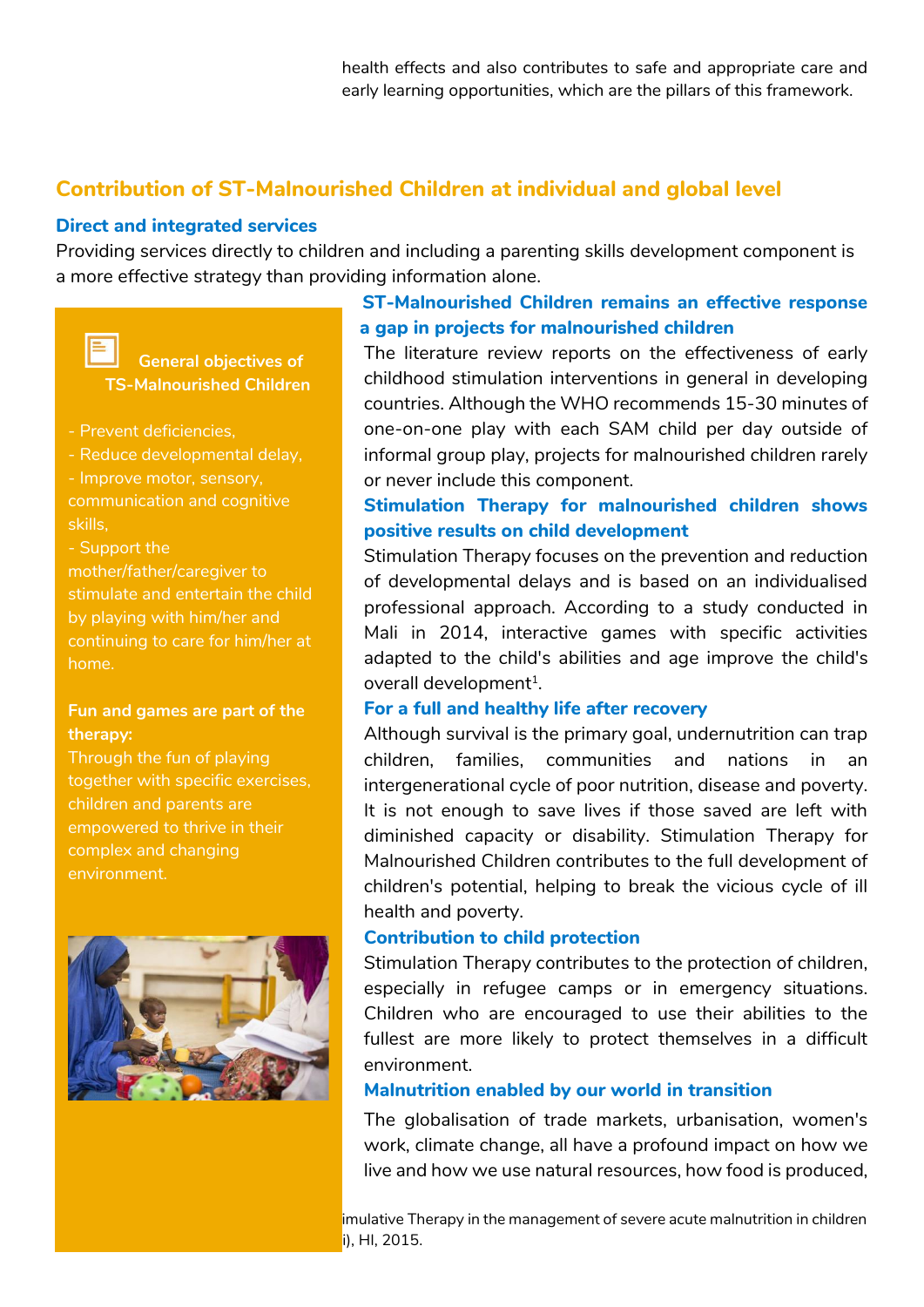health effects and also contributes to safe and appropriate care and early learning opportunities, which are the pillars of this framework.

## Contribution of ST-Malnourished Children at individual and global level

### Direct and integrated services

Providing services directly to children and including a parenting skills development component is a more effective strategy than providing information alone.

#### General objectives of TS-Malnourished Children

- Prevent deficiencies,
- Reduce developmental delay,
- Improve motor, sensory, communication and cognitive skills,
- Support the mother/father/caregiver to stimulate and entertain the child by playing with him/her and continuing to care for him/her at home.

**Fun and games are part of the therapy:**
Through the fun of playing together with specific exercises, children and parents are empowered to thrive in their complex and changing environment.

### ST-Malnourished Children remains an effective response a gap in projects for malnourished children

The literature review reports on the effectiveness of early childhood stimulation interventions in general in developing countries. Although the WHO recommends 15-30 minutes of one-on-one play with each SAM child per day outside of informal group play, projects for malnourished children rarely or never include this component.

### Stimulation Therapy for malnourished children shows positive results on child development

Stimulation Therapy focuses on the prevention and reduction of developmental delays and is based on an individualised professional approach. According to a study conducted in Mali in 2014, interactive games with specific activities adapted to the child's abilities and age improve the child's overall development[1].

### For a full and healthy life after recovery

Although survival is the primary goal, undernutrition can trap children, families, communities and nations in an intergenerational cycle of poor nutrition, disease and poverty. It is not enough to save lives if those saved are left with diminished capacity or disability. Stimulation Therapy for Malnourished Children contributes to the full development of children's potential, helping to break the vicious cycle of ill health and poverty.

### Contribution to child protection

Stimulation Therapy contributes to the protection of children, especially in refugee camps or in emergency situations. Children who are encouraged to use their abilities to the fullest are more likely to protect themselves in a difficult environment.

### Malnutrition enabled by our world in transition

The globalisation of trade markets, urbanisation, women's work, climate change, all have a profound impact on how we live and how we use natural resources, how food is produced,

imulative Therapy in the management of severe acute malnutrition in children i), HI, 2015.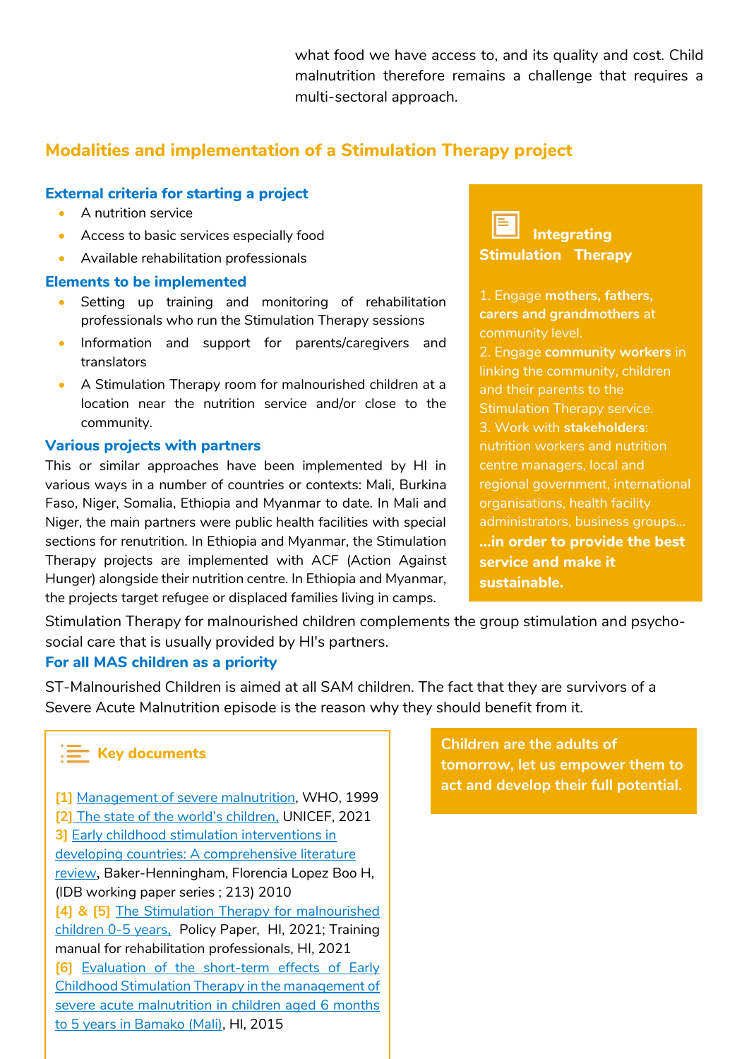what food we have access to, and its quality and cost. Child malnutrition therefore remains a challenge that requires a multi-sectoral approach.

## Modalities and implementation of a Stimulation Therapy project

### External criteria for starting a project

- A nutrition service
- Access to basic services especially food
- Available rehabilitation professionals

### Elements to be implemented

- Setting up training and monitoring of rehabilitation professionals who run the Stimulation Therapy sessions
- Information and support for parents/caregivers and translators
- A Stimulation Therapy room for malnourished children at a location near the nutrition service and/or close to the community.

### Various projects with partners

This or similar approaches have been implemented by HI in various ways in a number of countries or contexts: Mali, Burkina Faso, Niger, Somalia, Ethiopia and Myanmar to date. In Mali and Niger, the main partners were public health facilities with special sections for renutrition. In Ethiopia and Myanmar, the Stimulation Therapy projects are implemented with ACF (Action Against Hunger) alongside their nutrition centre. In Ethiopia and Myanmar, the projects target refugee or displaced families living in camps.

Stimulation Therapy for malnourished children complements the group stimulation and psycho-social care that is usually provided by HI's partners.

> **Integrating Stimulation Therapy**
>
> 1. Engage **mothers, fathers, carers and grandmothers** at community level.
> 2. Engage **community workers** in linking the community, children and their parents to the Stimulation Therapy service.
> 3. Work with **stakeholders**: nutrition workers and nutrition centre managers, local and regional government, international organisations, health facility administrators, business groups…
>
> **…in order to provide the best service and make it sustainable.**

### For all MAS children as a priority

ST-Malnourished Children is aimed at all SAM children. The fact that they are survivors of a Severe Acute Malnutrition episode is the reason why they should benefit from it.

> **Key documents**
>
> [1] Management of severe malnutrition, WHO, 1999
> [2] The state of the world's children, UNICEF, 2021
> 3] Early childhood stimulation interventions in developing countries: A comprehensive literature review, Baker-Henningham, Florencia Lopez Boo H, (IDB working paper series ; 213) 2010
> [4] & [5] The Stimulation Therapy for malnourished children 0-5 years, Policy Paper, HI, 2021; Training manual for rehabilitation professionals, HI, 2021
> [6] Evaluation of the short-term effects of Early Childhood Stimulation Therapy in the management of severe acute malnutrition in children aged 6 months to 5 years in Bamako (Mali), HI, 2015

**Children are the adults of tomorrow, let us empower them to act and develop their full potential.**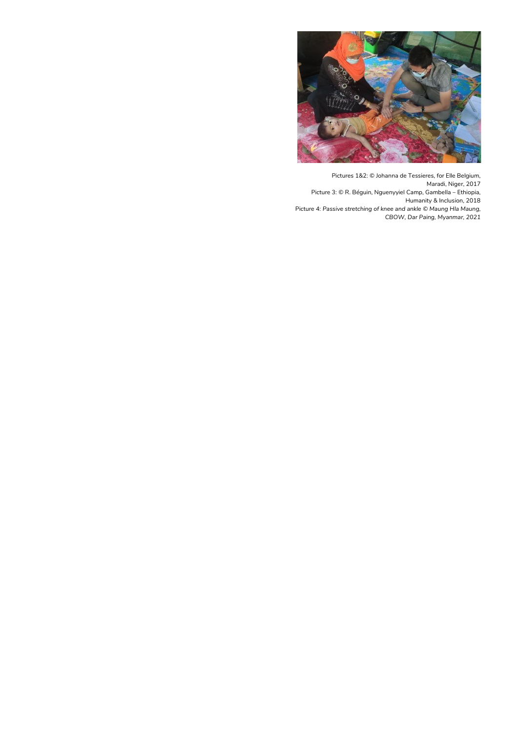Pictures 1&2: © Johanna de Tessieres, for Elle Belgium, Maradi, Niger, 2017
Picture 3: © R. Béguin, Nguenyyiel Camp, Gambella – Ethiopia, Humanity & Inclusion, 2018
Picture 4: *Passive stretching of knee and ankle © Maung Hla Maung, CBOW, Dar Paing, Myanmar, 2021*